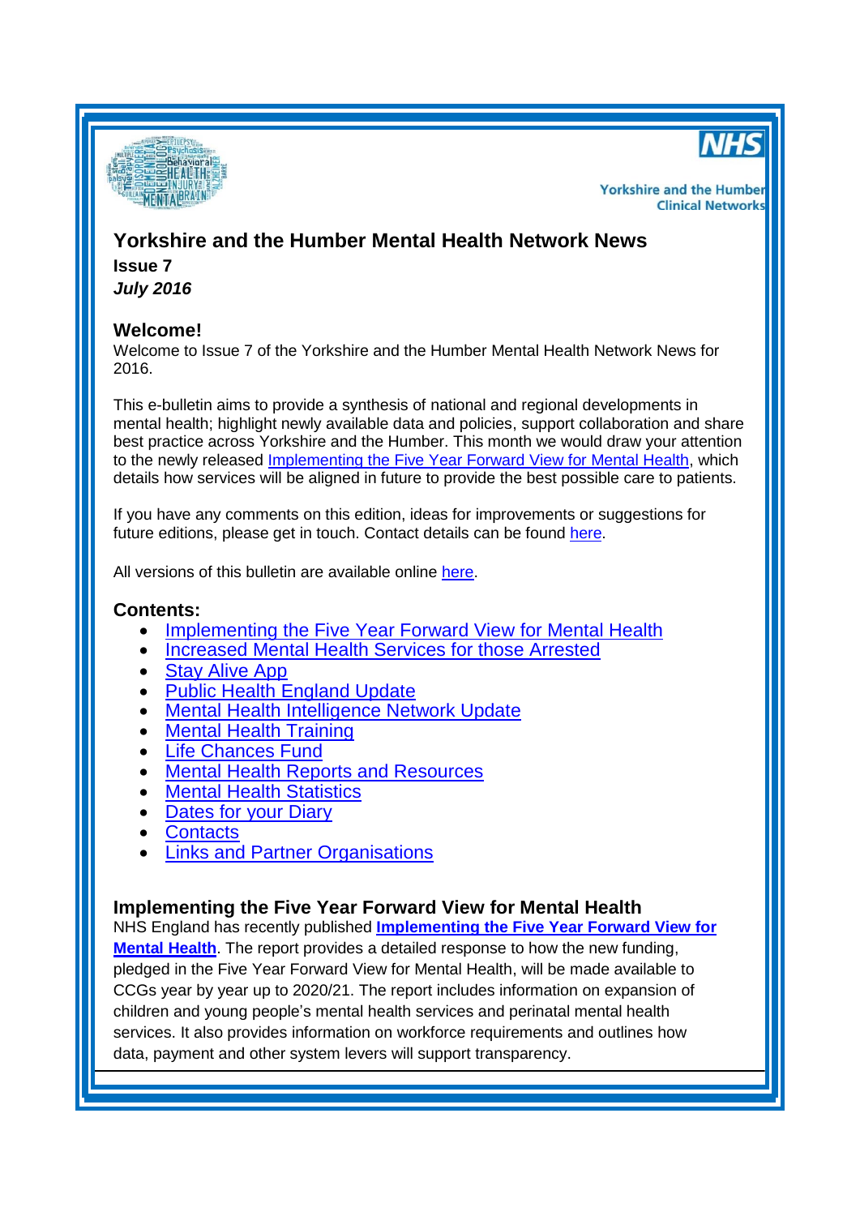Yorkshire and the Humber Clinical Networks

# Yorkshire and the Humber Mental Health Network News

**Issue 7**

***July 2016***

## Welcome!

Welcome to Issue 7 of the Yorkshire and the Humber Mental Health Network News for 2016.

This e-bulletin aims to provide a synthesis of national and regional developments in mental health; highlight newly available data and policies, support collaboration and share best practice across Yorkshire and the Humber. This month we would draw your attention to the newly released Implementing the Five Year Forward View for Mental Health, which details how services will be aligned in future to provide the best possible care to patients.

If you have any comments on this edition, ideas for improvements or suggestions for future editions, please get in touch. Contact details can be found here.

All versions of this bulletin are available online here.

## Contents:

- Implementing the Five Year Forward View for Mental Health
- Increased Mental Health Services for those Arrested
- Stay Alive App
- Public Health England Update
- Mental Health Intelligence Network Update
- Mental Health Training
- Life Chances Fund
- Mental Health Reports and Resources
- Mental Health Statistics
- Dates for your Diary
- Contacts
- Links and Partner Organisations

## Implementing the Five Year Forward View for Mental Health

NHS England has recently published **Implementing the Five Year Forward View for Mental Health**. The report provides a detailed response to how the new funding, pledged in the Five Year Forward View for Mental Health, will be made available to CCGs year by year up to 2020/21. The report includes information on expansion of children and young people's mental health services and perinatal mental health services. It also provides information on workforce requirements and outlines how data, payment and other system levers will support transparency.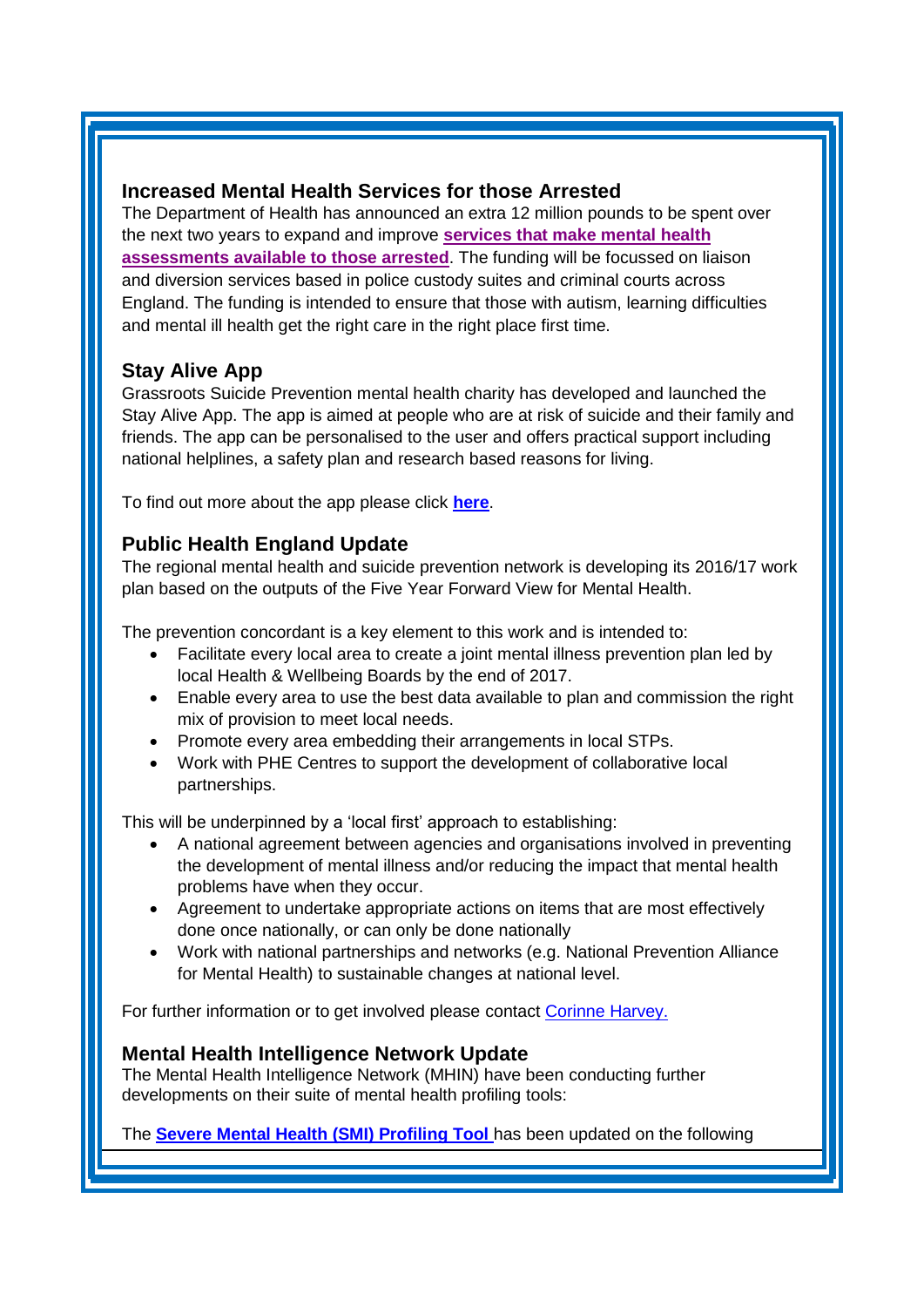## Increased Mental Health Services for those Arrested

The Department of Health has announced an extra 12 million pounds to be spent over the next two years to expand and improve **services that make mental health assessments available to those arrested**. The funding will be focussed on liaison and diversion services based in police custody suites and criminal courts across England. The funding is intended to ensure that those with autism, learning difficulties and mental ill health get the right care in the right place first time.

## Stay Alive App

Grassroots Suicide Prevention mental health charity has developed and launched the Stay Alive App. The app is aimed at people who are at risk of suicide and their family and friends. The app can be personalised to the user and offers practical support including national helplines, a safety plan and research based reasons for living.

To find out more about the app please click **here**.

## Public Health England Update

The regional mental health and suicide prevention network is developing its 2016/17 work plan based on the outputs of the Five Year Forward View for Mental Health.

The prevention concordant is a key element to this work and is intended to:

- Facilitate every local area to create a joint mental illness prevention plan led by local Health & Wellbeing Boards by the end of 2017.
- Enable every area to use the best data available to plan and commission the right mix of provision to meet local needs.
- Promote every area embedding their arrangements in local STPs.
- Work with PHE Centres to support the development of collaborative local partnerships.

This will be underpinned by a 'local first' approach to establishing:

- A national agreement between agencies and organisations involved in preventing the development of mental illness and/or reducing the impact that mental health problems have when they occur.
- Agreement to undertake appropriate actions on items that are most effectively done once nationally, or can only be done nationally
- Work with national partnerships and networks (e.g. National Prevention Alliance for Mental Health) to sustainable changes at national level.

For further information or to get involved please contact Corinne Harvey.

## Mental Health Intelligence Network Update

The Mental Health Intelligence Network (MHIN) have been conducting further developments on their suite of mental health profiling tools:

The **Severe Mental Health (SMI) Profiling Tool** has been updated on the following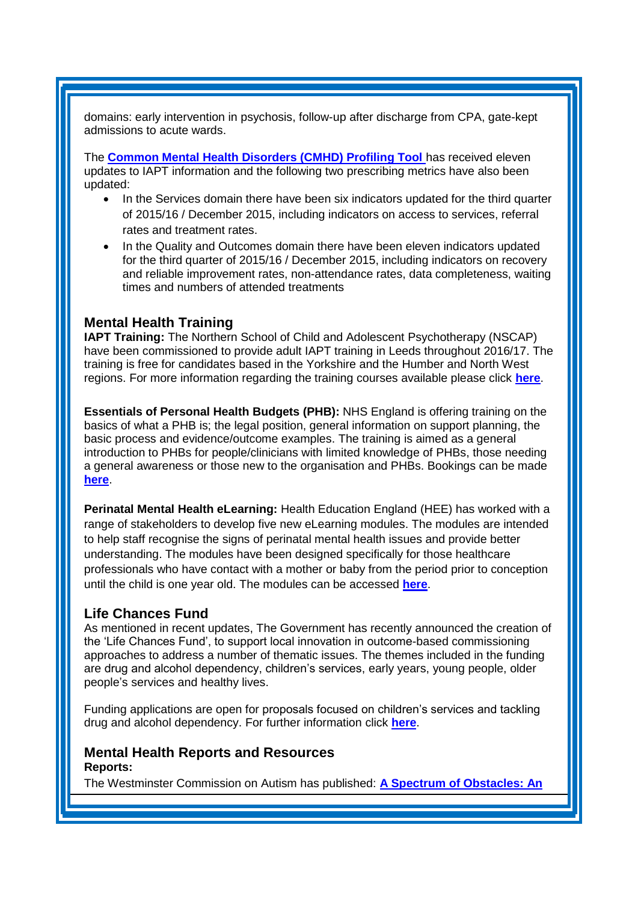domains: early intervention in psychosis, follow-up after discharge from CPA, gate-kept admissions to acute wards.

The **Common Mental Health Disorders (CMHD) Profiling Tool** has received eleven updates to IAPT information and the following two prescribing metrics have also been updated:

- In the Services domain there have been six indicators updated for the third quarter of 2015/16 / December 2015, including indicators on access to services, referral rates and treatment rates.
- In the Quality and Outcomes domain there have been eleven indicators updated for the third quarter of 2015/16 / December 2015, including indicators on recovery and reliable improvement rates, non-attendance rates, data completeness, waiting times and numbers of attended treatments

## Mental Health Training

**IAPT Training:** The Northern School of Child and Adolescent Psychotherapy (NSCAP) have been commissioned to provide adult IAPT training in Leeds throughout 2016/17. The training is free for candidates based in the Yorkshire and the Humber and North West regions. For more information regarding the training courses available please click **here**.

**Essentials of Personal Health Budgets (PHB):** NHS England is offering training on the basics of what a PHB is; the legal position, general information on support planning, the basic process and evidence/outcome examples. The training is aimed as a general introduction to PHBs for people/clinicians with limited knowledge of PHBs, those needing a general awareness or those new to the organisation and PHBs. Bookings can be made **here**.

**Perinatal Mental Health eLearning:** Health Education England (HEE) has worked with a range of stakeholders to develop five new eLearning modules. The modules are intended to help staff recognise the signs of perinatal mental health issues and provide better understanding. The modules have been designed specifically for those healthcare professionals who have contact with a mother or baby from the period prior to conception until the child is one year old. The modules can be accessed **here**.

## Life Chances Fund

As mentioned in recent updates, The Government has recently announced the creation of the 'Life Chances Fund', to support local innovation in outcome-based commissioning approaches to address a number of thematic issues. The themes included in the funding are drug and alcohol dependency, children's services, early years, young people, older people's services and healthy lives.

Funding applications are open for proposals focused on children's services and tackling drug and alcohol dependency. For further information click **here**.

## Mental Health Reports and Resources

**Reports:**

The Westminster Commission on Autism has published: **A Spectrum of Obstacles: An**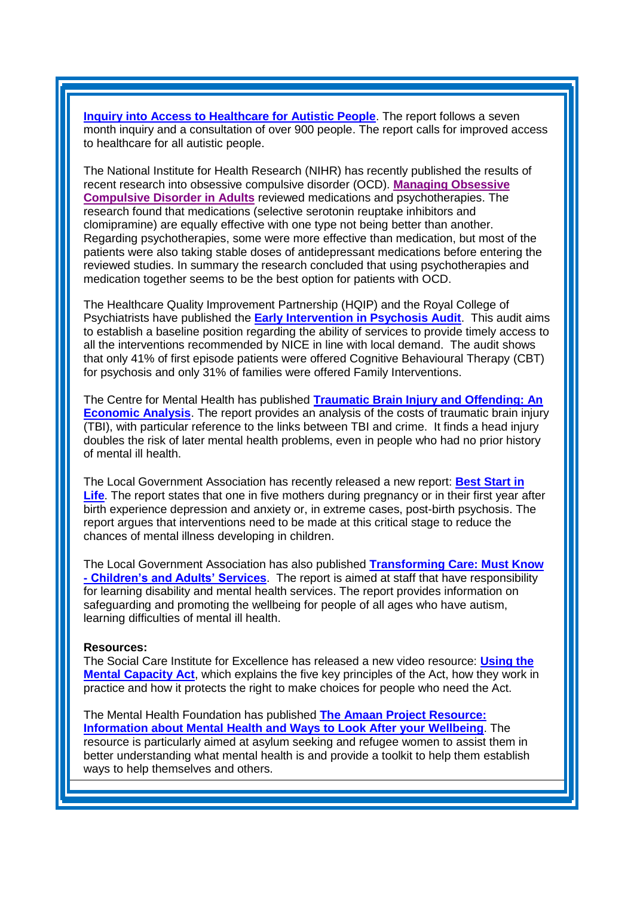**Inquiry into Access to Healthcare for Autistic People**. The report follows a seven month inquiry and a consultation of over 900 people. The report calls for improved access to healthcare for all autistic people.

The National Institute for Health Research (NIHR) has recently published the results of recent research into obsessive compulsive disorder (OCD). **Managing Obsessive Compulsive Disorder in Adults** reviewed medications and psychotherapies. The research found that medications (selective serotonin reuptake inhibitors and clomipramine) are equally effective with one type not being better than another. Regarding psychotherapies, some were more effective than medication, but most of the patients were also taking stable doses of antidepressant medications before entering the reviewed studies. In summary the research concluded that using psychotherapies and medication together seems to be the best option for patients with OCD.

The Healthcare Quality Improvement Partnership (HQIP) and the Royal College of Psychiatrists have published the **Early Intervention in Psychosis Audit**. This audit aims to establish a baseline position regarding the ability of services to provide timely access to all the interventions recommended by NICE in line with local demand. The audit shows that only 41% of first episode patients were offered Cognitive Behavioural Therapy (CBT) for psychosis and only 31% of families were offered Family Interventions.

The Centre for Mental Health has published **Traumatic Brain Injury and Offending: An Economic Analysis**. The report provides an analysis of the costs of traumatic brain injury (TBI), with particular reference to the links between TBI and crime. It finds a head injury doubles the risk of later mental health problems, even in people who had no prior history of mental ill health.

The Local Government Association has recently released a new report: **Best Start in Life**. The report states that one in five mothers during pregnancy or in their first year after birth experience depression and anxiety or, in extreme cases, post-birth psychosis. The report argues that interventions need to be made at this critical stage to reduce the chances of mental illness developing in children.

The Local Government Association has also published **Transforming Care: Must Know - Children's and Adults' Services**. The report is aimed at staff that have responsibility for learning disability and mental health services. The report provides information on safeguarding and promoting the wellbeing for people of all ages who have autism, learning difficulties of mental ill health.

**Resources:**
The Social Care Institute for Excellence has released a new video resource: **Using the Mental Capacity Act**, which explains the five key principles of the Act, how they work in practice and how it protects the right to make choices for people who need the Act.

The Mental Health Foundation has published **The Amaan Project Resource: Information about Mental Health and Ways to Look After your Wellbeing**. The resource is particularly aimed at asylum seeking and refugee women to assist them in better understanding what mental health is and provide a toolkit to help them establish ways to help themselves and others.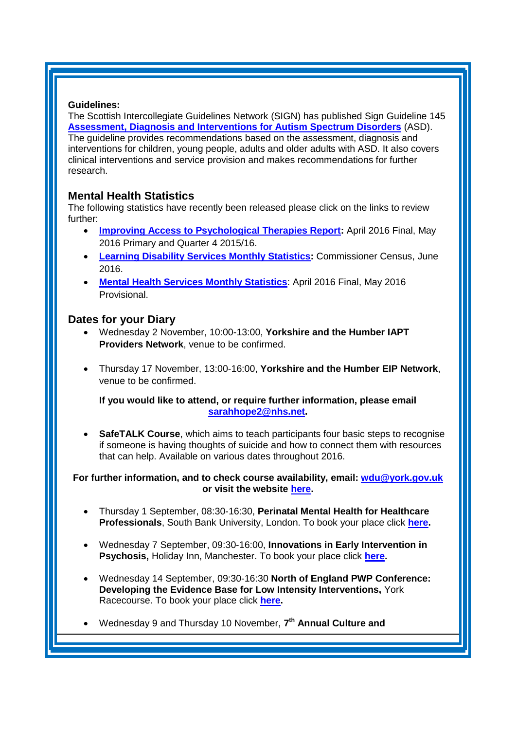**Guidelines:**
The Scottish Intercollegiate Guidelines Network (SIGN) has published Sign Guideline 145 **Assessment, Diagnosis and Interventions for Autism Spectrum Disorders** (ASD). The guideline provides recommendations based on the assessment, diagnosis and interventions for children, young people, adults and older adults with ASD. It also covers clinical interventions and service provision and makes recommendations for further research.

## Mental Health Statistics

The following statistics have recently been released please click on the links to review further:

- **Improving Access to Psychological Therapies Report:** April 2016 Final, May 2016 Primary and Quarter 4 2015/16.
- **Learning Disability Services Monthly Statistics:** Commissioner Census, June 2016.
- **Mental Health Services Monthly Statistics**: April 2016 Final, May 2016 Provisional.

## Dates for your Diary

- Wednesday 2 November, 10:00-13:00, **Yorkshire and the Humber IAPT Providers Network**, venue to be confirmed.

- Thursday 17 November, 13:00-16:00, **Yorkshire and the Humber EIP Network**, venue to be confirmed.

  **If you would like to attend, or require further information, please email sarahhope2@nhs.net.**

- **SafeTALK Course**, which aims to teach participants four basic steps to recognise if someone is having thoughts of suicide and how to connect them with resources that can help. Available on various dates throughout 2016.

**For further information, and to check course availability, email: wdu@york.gov.uk or visit the website here.**

- Thursday 1 September, 08:30-16:30, **Perinatal Mental Health for Healthcare Professionals**, South Bank University, London. To book your place click **here.**

- Wednesday 7 September, 09:30-16:00, **Innovations in Early Intervention in Psychosis,** Holiday Inn, Manchester. To book your place click **here.**

- Wednesday 14 September, 09:30-16:30 **North of England PWP Conference: Developing the Evidence Base for Low Intensity Interventions,** York Racecourse. To book your place click **here.**

- Wednesday 9 and Thursday 10 November, **7th Annual Culture and**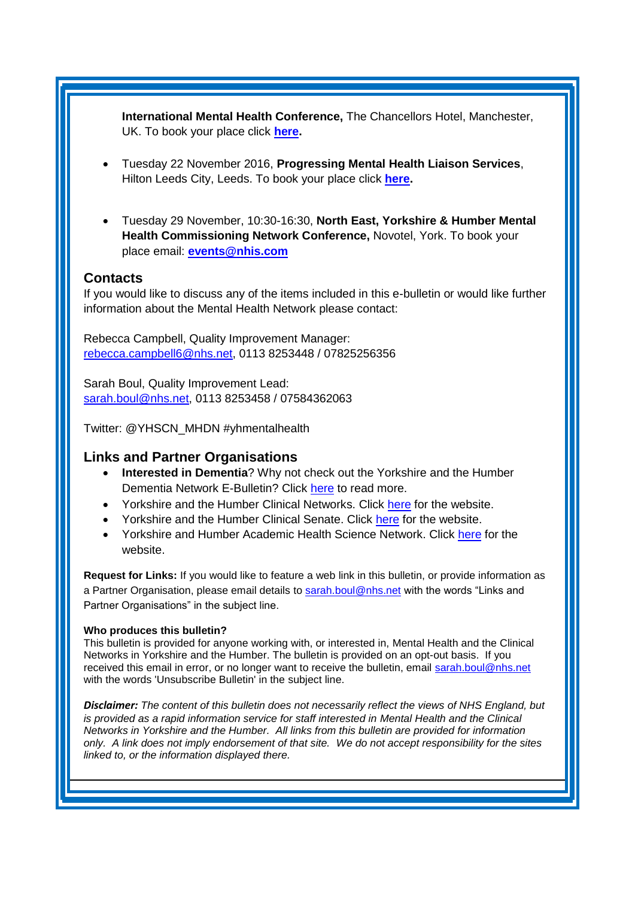**International Mental Health Conference,** The Chancellors Hotel, Manchester, UK. To book your place click **here.**

- Tuesday 22 November 2016, **Progressing Mental Health Liaison Services**, Hilton Leeds City, Leeds. To book your place click **here.**
- Tuesday 29 November, 10:30-16:30, **North East, Yorkshire & Humber Mental Health Commissioning Network Conference,** Novotel, York. To book your place email: **events@nhis.com**

## Contacts

If you would like to discuss any of the items included in this e-bulletin or would like further information about the Mental Health Network please contact:

Rebecca Campbell, Quality Improvement Manager:
rebecca.campbell6@nhs.net, 0113 8253448 / 07825256356

Sarah Boul, Quality Improvement Lead:
sarah.boul@nhs.net, 0113 8253458 / 07584362063

Twitter: @YHSCN_MHDN #yhmentalhealth

## Links and Partner Organisations

- **Interested in Dementia**? Why not check out the Yorkshire and the Humber Dementia Network E-Bulletin? Click here to read more.
- Yorkshire and the Humber Clinical Networks. Click here for the website.
- Yorkshire and the Humber Clinical Senate. Click here for the website.
- Yorkshire and Humber Academic Health Science Network. Click here for the website.

**Request for Links:** If you would like to feature a web link in this bulletin, or provide information as a Partner Organisation, please email details to sarah.boul@nhs.net with the words "Links and Partner Organisations" in the subject line.

**Who produces this bulletin?**
This bulletin is provided for anyone working with, or interested in, Mental Health and the Clinical Networks in Yorkshire and the Humber. The bulletin is provided on an opt-out basis. If you received this email in error, or no longer want to receive the bulletin, email sarah.boul@nhs.net with the words 'Unsubscribe Bulletin' in the subject line.

***Disclaimer:*** *The content of this bulletin does not necessarily reflect the views of NHS England, but is provided as a rapid information service for staff interested in Mental Health and the Clinical Networks in Yorkshire and the Humber. All links from this bulletin are provided for information only. A link does not imply endorsement of that site. We do not accept responsibility for the sites linked to, or the information displayed there.*